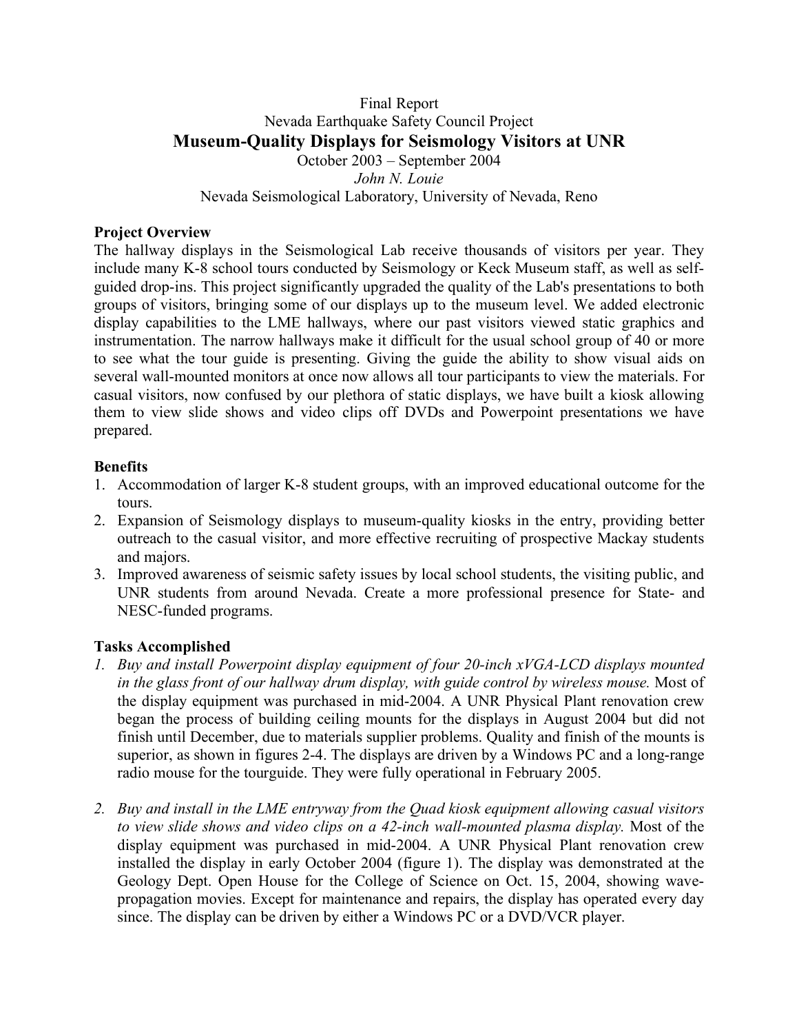Final Report

Nevada Earthquake Safety Council Project

# Museum-Quality Displays for Seismology Visitors at UNR

October 2003 – September 2004

*John N. Louie*

Nevada Seismological Laboratory, University of Nevada, Reno

## Project Overview

The hallway displays in the Seismological Lab receive thousands of visitors per year. They include many K-8 school tours conducted by Seismology or Keck Museum staff, as well as self-guided drop-ins. This project significantly upgraded the quality of the Lab's presentations to both groups of visitors, bringing some of our displays up to the museum level. We added electronic display capabilities to the LME hallways, where our past visitors viewed static graphics and instrumentation. The narrow hallways make it difficult for the usual school group of 40 or more to see what the tour guide is presenting. Giving the guide the ability to show visual aids on several wall-mounted monitors at once now allows all tour participants to view the materials. For casual visitors, now confused by our plethora of static displays, we have built a kiosk allowing them to view slide shows and video clips off DVDs and Powerpoint presentations we have prepared.

## Benefits

1. Accommodation of larger K-8 student groups, with an improved educational outcome for the tours.
2. Expansion of Seismology displays to museum-quality kiosks in the entry, providing better outreach to the casual visitor, and more effective recruiting of prospective Mackay students and majors.
3. Improved awareness of seismic safety issues by local school students, the visiting public, and UNR students from around Nevada. Create a more professional presence for State- and NESC-funded programs.

## Tasks Accomplished

1. *Buy and install Powerpoint display equipment of four 20-inch xVGA-LCD displays mounted in the glass front of our hallway drum display, with guide control by wireless mouse.* Most of the display equipment was purchased in mid-2004. A UNR Physical Plant renovation crew began the process of building ceiling mounts for the displays in August 2004 but did not finish until December, due to materials supplier problems. Quality and finish of the mounts is superior, as shown in figures 2-4. The displays are driven by a Windows PC and a long-range radio mouse for the tourguide. They were fully operational in February 2005.

2. *Buy and install in the LME entryway from the Quad kiosk equipment allowing casual visitors to view slide shows and video clips on a 42-inch wall-mounted plasma display.* Most of the display equipment was purchased in mid-2004. A UNR Physical Plant renovation crew installed the display in early October 2004 (figure 1). The display was demonstrated at the Geology Dept. Open House for the College of Science on Oct. 15, 2004, showing wave-propagation movies. Except for maintenance and repairs, the display has operated every day since. The display can be driven by either a Windows PC or a DVD/VCR player.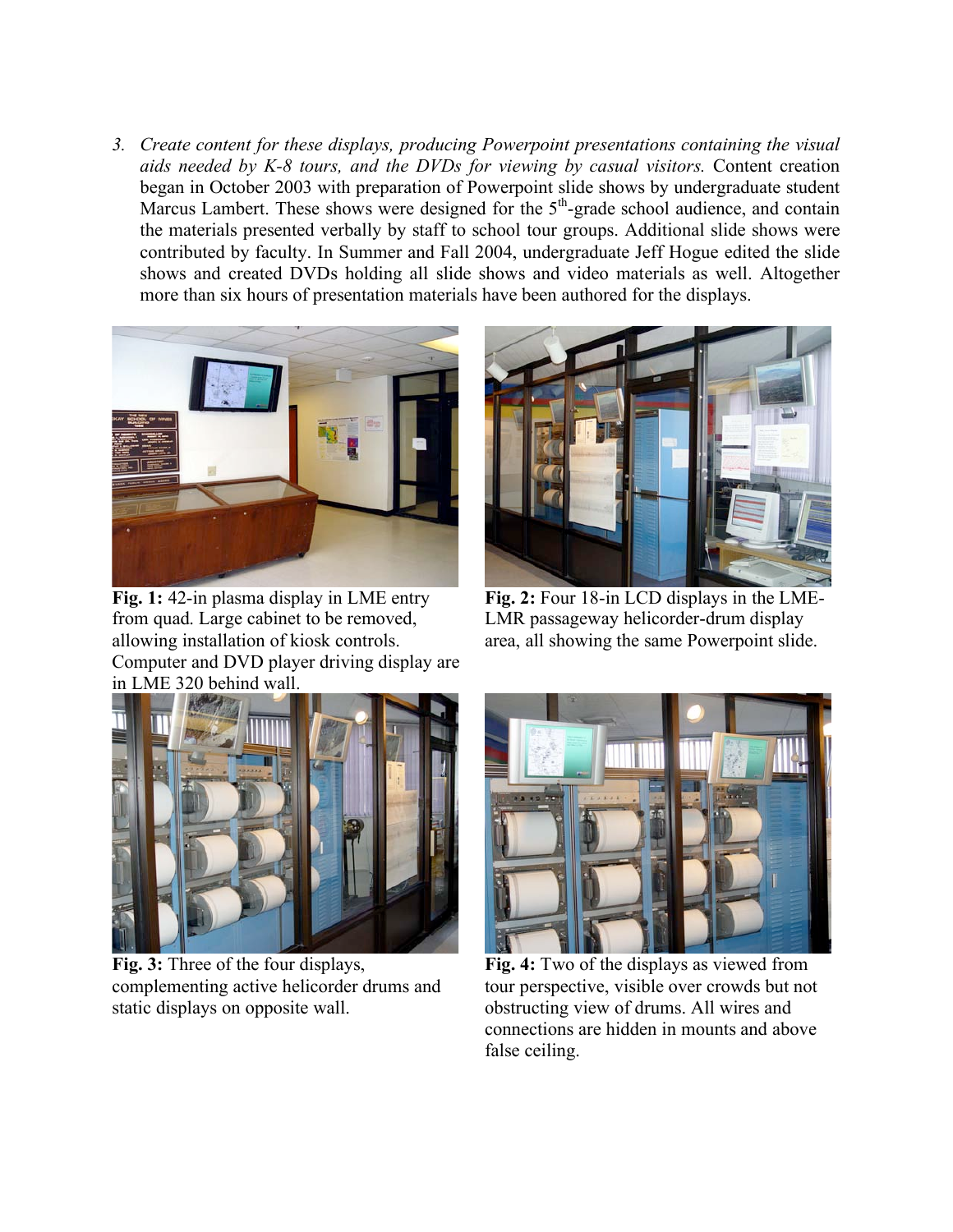3. *Create content for these displays, producing Powerpoint presentations containing the visual aids needed by K-8 tours, and the DVDs for viewing by casual visitors.* Content creation began in October 2003 with preparation of Powerpoint slide shows by undergraduate student Marcus Lambert. These shows were designed for the 5th-grade school audience, and contain the materials presented verbally by staff to school tour groups. Additional slide shows were contributed by faculty. In Summer and Fall 2004, undergraduate Jeff Hogue edited the slide shows and created DVDs holding all slide shows and video materials as well. Altogether more than six hours of presentation materials have been authored for the displays.

**Fig. 1:** 42-in plasma display in LME entry from quad. Large cabinet to be removed, allowing installation of kiosk controls. Computer and DVD player driving display are in LME 320 behind wall.

**Fig. 2:** Four 18-in LCD displays in the LME-LMR passageway helicorder-drum display area, all showing the same Powerpoint slide.

**Fig. 3:** Three of the four displays, complementing active helicorder drums and static displays on opposite wall.

**Fig. 4:** Two of the displays as viewed from tour perspective, visible over crowds but not obstructing view of drums. All wires and connections are hidden in mounts and above false ceiling.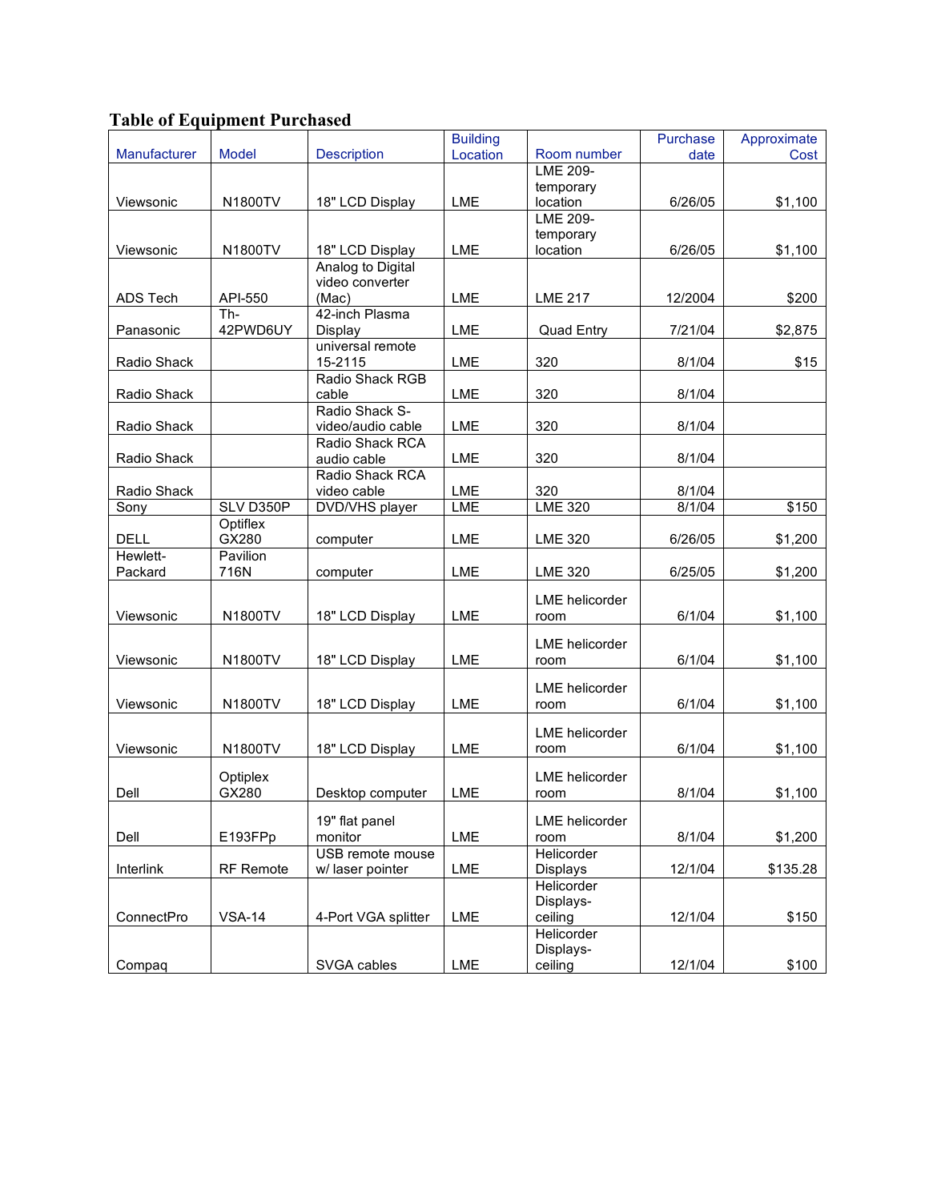## Table of Equipment Purchased

| Manufacturer | Model | Description | Building Location | Room number | Purchase date | Approximate Cost |
|---|---|---|---|---|---|---|
| Viewsonic | N1800TV | 18" LCD Display | LME | LME 209-temporary location | 6/26/05 | $1,100 |
| Viewsonic | N1800TV | 18" LCD Display | LME | LME 209-temporary location | 6/26/05 | $1,100 |
| ADS Tech | API-550 | Analog to Digital video converter (Mac) | LME | LME 217 | 12/2004 | $200 |
| Panasonic | Th-42PWD6UY | 42-inch Plasma Display | LME | Quad Entry | 7/21/04 | $2,875 |
| Radio Shack | | universal remote 15-2115 | LME | 320 | 8/1/04 | $15 |
| Radio Shack | | Radio Shack RGB cable | LME | 320 | 8/1/04 | |
| Radio Shack | | Radio Shack S-video/audio cable | LME | 320 | 8/1/04 | |
| Radio Shack | | Radio Shack RCA audio cable | LME | 320 | 8/1/04 | |
| Radio Shack | | Radio Shack RCA video cable | LME | 320 | 8/1/04 | |
| Sony | SLV D350P | DVD/VHS player | LME | LME 320 | 8/1/04 | $150 |
| DELL | Optiflex GX280 | computer | LME | LME 320 | 6/26/05 | $1,200 |
| Hewlett-Packard | Pavilion 716N | computer | LME | LME 320 | 6/25/05 | $1,200 |
| Viewsonic | N1800TV | 18" LCD Display | LME | LME helicorder room | 6/1/04 | $1,100 |
| Viewsonic | N1800TV | 18" LCD Display | LME | LME helicorder room | 6/1/04 | $1,100 |
| Viewsonic | N1800TV | 18" LCD Display | LME | LME helicorder room | 6/1/04 | $1,100 |
| Viewsonic | N1800TV | 18" LCD Display | LME | LME helicorder room | 6/1/04 | $1,100 |
| Dell | Optiplex GX280 | Desktop computer | LME | LME helicorder room | 8/1/04 | $1,100 |
| Dell | E193FPp | 19" flat panel monitor | LME | LME helicorder room | 8/1/04 | $1,200 |
| Interlink | RF Remote | USB remote mouse w/ laser pointer | LME | Helicorder Displays | 12/1/04 | $135.28 |
| ConnectPro | VSA-14 | 4-Port VGA splitter | LME | Helicorder Displays-ceiling | 12/1/04 | $150 |
| Compaq | | SVGA cables | LME | Helicorder Displays-ceiling | 12/1/04 | $100 |